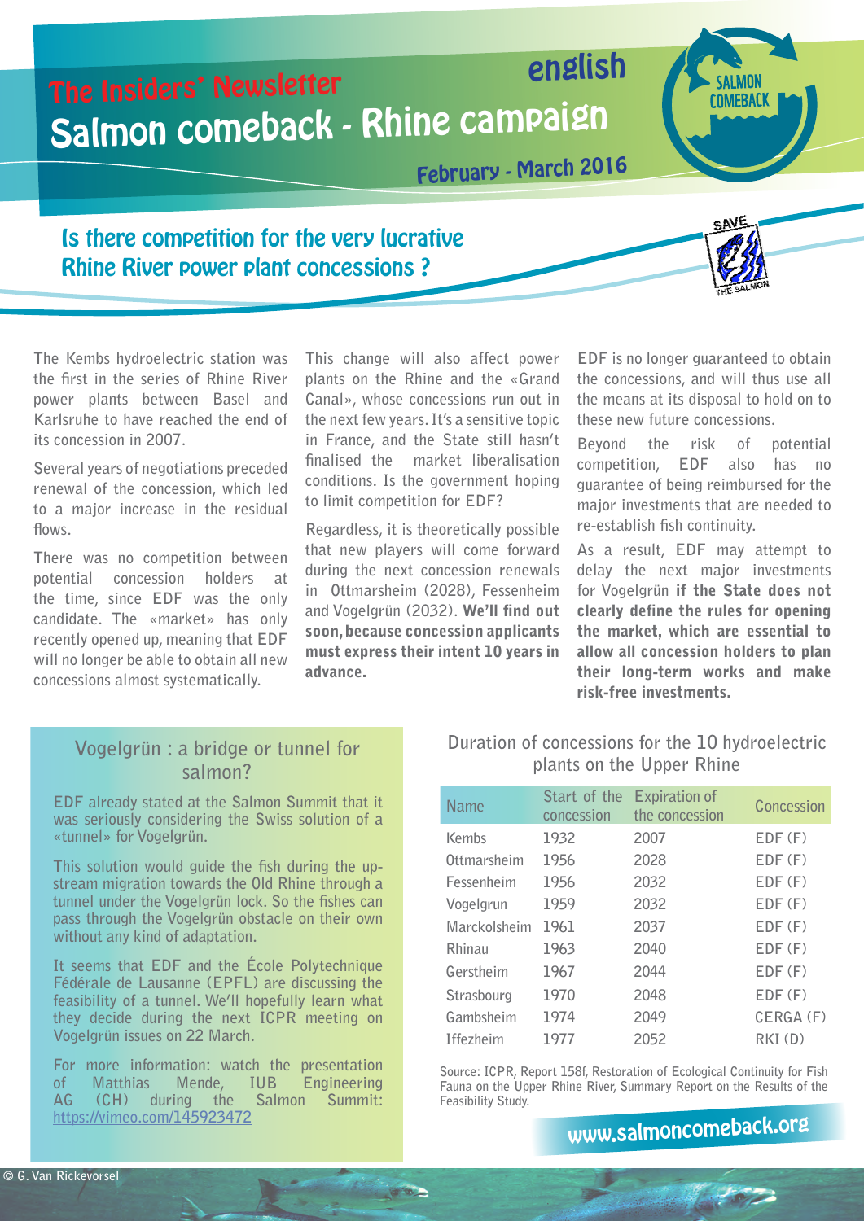The Insiders' Newsletter

english

# Salmon comeback - Rhine campaign

February - March 2016

## Is there competition for the very lucrative Rhine River power plant concessions ?

The Kembs hydroelectric station was the first in the series of Rhine River power plants between Basel and Karlsruhe to have reached the end of its concession in 2007.

Several years of negotiations preceded renewal of the concession, which led to a major increase in the residual flows.

There was no competition between potential concession holders at the time, since EDF was the only candidate. The «market» has only recently opened up, meaning that EDF will no longer be able to obtain all new concessions almost systematically.

This change will also affect power plants on the Rhine and the «Grand Canal», whose concessions run out in the next few years. It's a sensitive topic in France, and the State still hasn't finalised the market liberalisation conditions. Is the government hoping to limit competition for EDF?

Regardless, it is theoretically possible that new players will come forward during the next concession renewals in Ottmarsheim (2028), Fessenheim and Vogelgrün (2032). **We'll find out soon, because concession applicants must express their intent 10 years in advance.**

EDF is no longer guaranteed to obtain the concessions, and will thus use all the means at its disposal to hold on to these new future concessions.

Beyond the risk of potential competition, EDF also has no guarantee of being reimbursed for the major investments that are needed to re-establish fish continuity.

As a result, EDF may attempt to delay the next major investments for Vogelgrün **if the State does not clearly define the rules for opening the market, which are essential to allow all concession holders to plan their long-term works and make risk-free investments.**

### Vogelgrün : a bridge or tunnel for salmon?

EDF already stated at the Salmon Summit that it was seriously considering the Swiss solution of a «tunnel» for Vogelgrün.

This solution would guide the fish during the upstream migration towards the Old Rhine through a tunnel under the Vogelgrün lock. So the fishes can pass through the Vogelgrün obstacle on their own without any kind of adaptation.

It seems that EDF and the École Polytechnique Fédérale de Lausanne (EPFL) are discussing the feasibility of a tunnel. We'll hopefully learn what they decide during the next ICPR meeting on Vogelgrün issues on 22 March.

For more information: watch the presentation of Matthias Mende, IUB Engineering AG (CH) during the Salmon Summit: https://vimeo.com/145923472

### Duration of concessions for the 10 hydroelectric plants on the Upper Rhine

| Name | Start of the concession | Expiration of the concession | Concession |
|---|---|---|---|
| Kembs | 1932 | 2007 | EDF (F) |
| Ottmarsheim | 1956 | 2028 | EDF (F) |
| Fessenheim | 1956 | 2032 | EDF (F) |
| Vogelgrun | 1959 | 2032 | EDF (F) |
| Marckolsheim | 1961 | 2037 | EDF (F) |
| Rhinau | 1963 | 2040 | EDF (F) |
| Gerstheim | 1967 | 2044 | EDF (F) |
| Strasbourg | 1970 | 2048 | EDF (F) |
| Gambsheim | 1974 | 2049 | CERGA (F) |
| Iffezheim | 1977 | 2052 | RKI (D) |

Source: ICPR, Report 158f, Restoration of Ecological Continuity for Fish Fauna on the Upper Rhine River, Summary Report on the Results of the Feasibility Study.

www.salmoncomeback.org

© G. Van Rickevorsel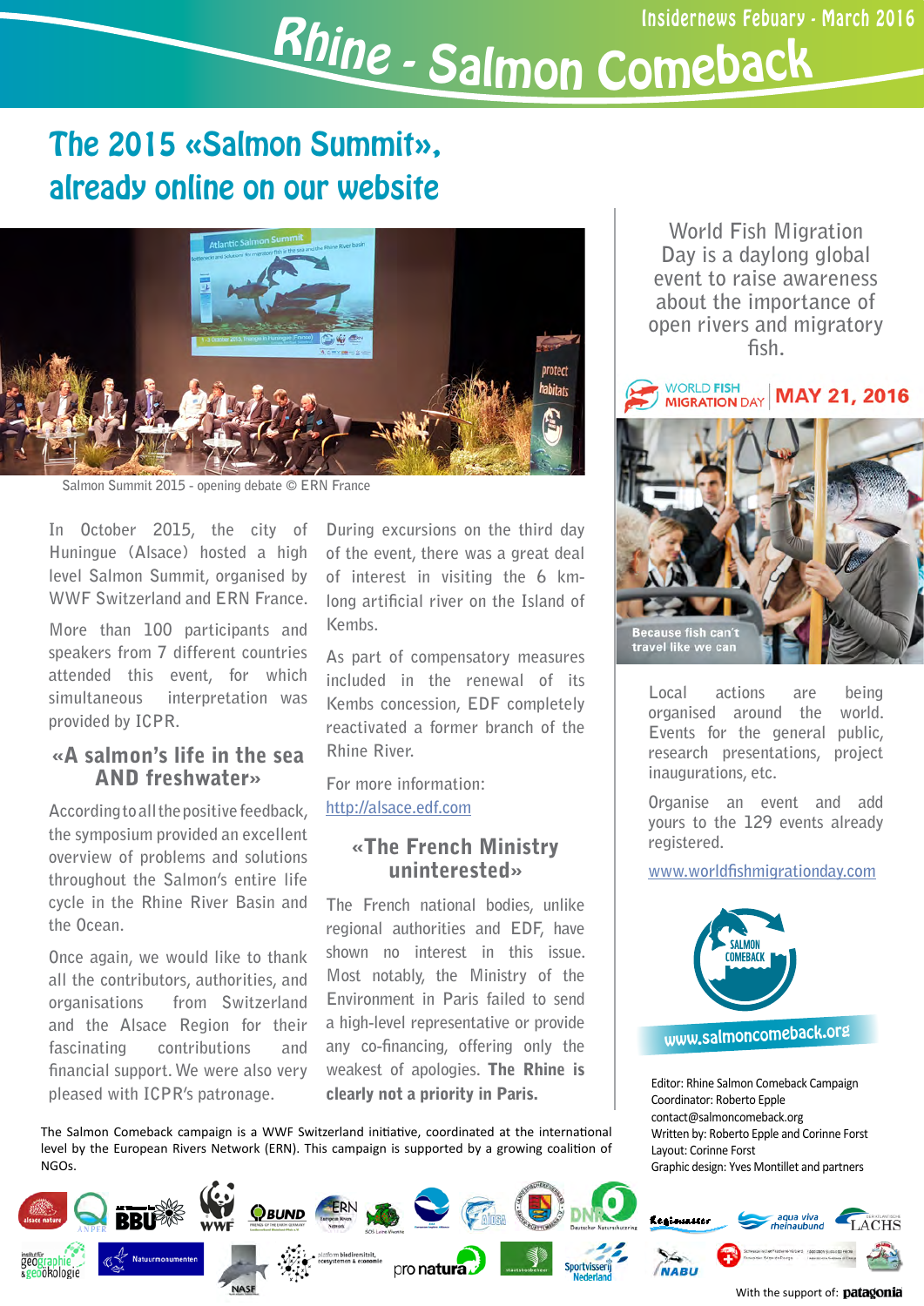# Rhine - Salmon Comeback

Insidernews Febuary - March 2016

## The 2015 «Salmon Summit», already online on our website

Salmon Summit 2015 - opening debate © ERN France

In October 2015, the city of Huningue (Alsace) hosted a high level Salmon Summit, organised by WWF Switzerland and ERN France.

More than 100 participants and speakers from 7 different countries attended this event, for which simultaneous interpretation was provided by ICPR.

### «A salmon's life in the sea AND freshwater»

According to all the positive feedback, the symposium provided an excellent overview of problems and solutions throughout the Salmon's entire life cycle in the Rhine River Basin and the Ocean.

Once again, we would like to thank all the contributors, authorities, and organisations from Switzerland and the Alsace Region for their fascinating contributions and financial support. We were also very pleased with ICPR's patronage.

During excursions on the third day of the event, there was a great deal of interest in visiting the 6 km-long artificial river on the Island of Kembs.

As part of compensatory measures included in the renewal of its Kembs concession, EDF completely reactivated a former branch of the Rhine River.

For more information:
http://alsace.edf.com

### «The French Ministry uninterested»

The French national bodies, unlike regional authorities and EDF, have shown no interest in this issue. Most notably, the Ministry of the Environment in Paris failed to send a high-level representative or provide any co-financing, offering only the weakest of apologies. **The Rhine is clearly not a priority in Paris.**

World Fish Migration Day is a daylong global event to raise awareness about the importance of open rivers and migratory fish.

WORLD FISH MIGRATION DAY | MAY 21, 2016

Because fish can't travel like we can

Local actions are being organised around the world. Events for the general public, research presentations, project inaugurations, etc.

Organise an event and add yours to the 129 events already registered.

www.worldfishmigrationday.com

SALMON COMEBACK

www.salmoncomeback.org

Editor: Rhine Salmon Comeback Campaign
Coordinator: Roberto Epple
contact@salmoncomeback.org
Written by: Roberto Epple and Corinne Forst
Layout: Corinne Forst
Graphic design: Yves Montillet and partners

The Salmon Comeback campaign is a WWF Switzerland initiative, coordinated at the international level by the European Rivers Network (ERN). This campaign is supported by a growing coalition of NGOs.

With the support of: patagonia